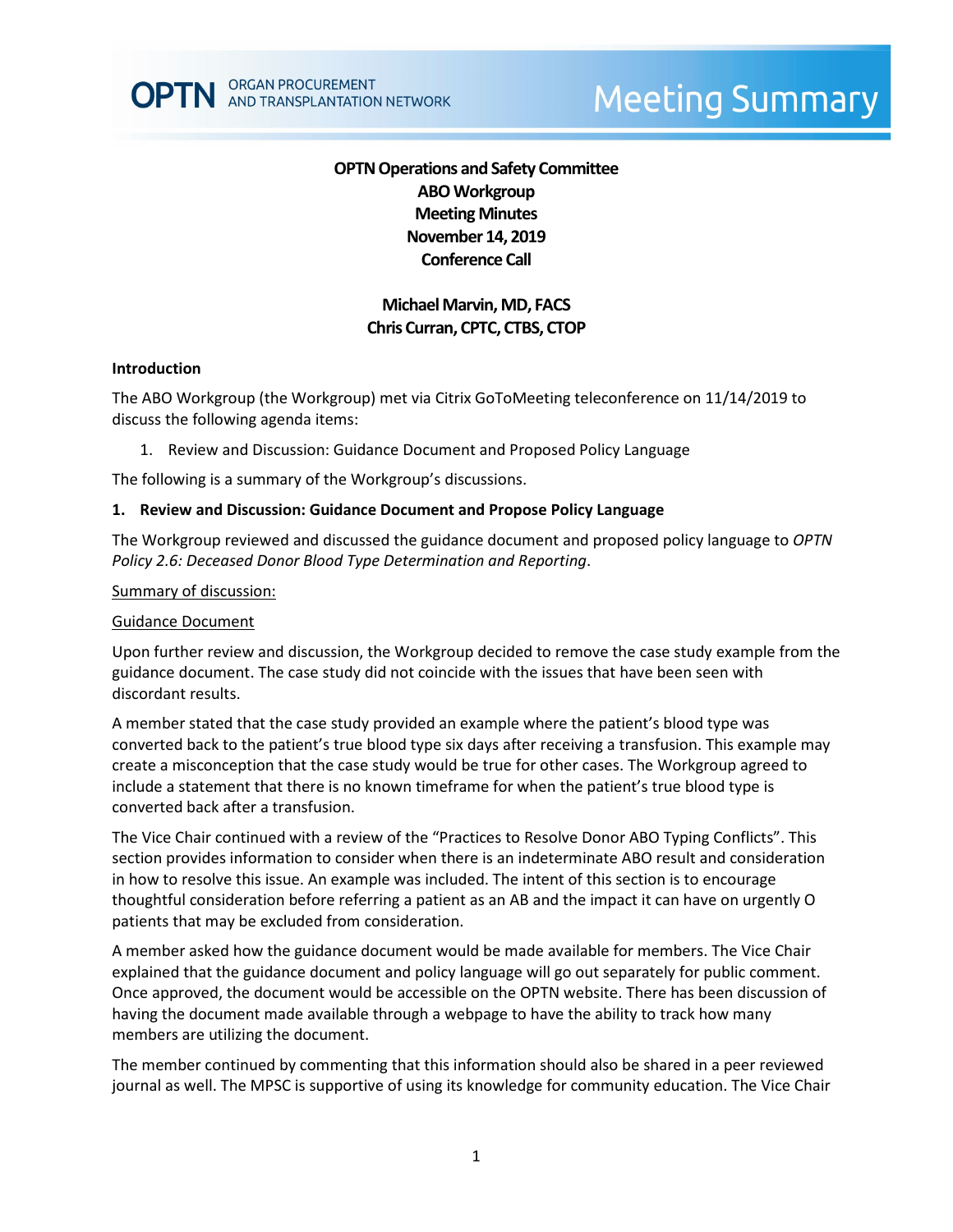**OPTN Operations and Safety Committee**
**ABO Workgroup**
**Meeting Minutes**
**November 14, 2019**
**Conference Call**

**Michael Marvin, MD, FACS**
**Chris Curran, CPTC, CTBS, CTOP**

## Introduction

The ABO Workgroup (the Workgroup) met via Citrix GoToMeeting teleconference on 11/14/2019 to discuss the following agenda items:

1. Review and Discussion: Guidance Document and Proposed Policy Language

The following is a summary of the Workgroup's discussions.

## 1. Review and Discussion: Guidance Document and Propose Policy Language

The Workgroup reviewed and discussed the guidance document and proposed policy language to *OPTN Policy 2.6: Deceased Donor Blood Type Determination and Reporting*.

Summary of discussion:

Guidance Document

Upon further review and discussion, the Workgroup decided to remove the case study example from the guidance document. The case study did not coincide with the issues that have been seen with discordant results.

A member stated that the case study provided an example where the patient's blood type was converted back to the patient's true blood type six days after receiving a transfusion. This example may create a misconception that the case study would be true for other cases. The Workgroup agreed to include a statement that there is no known timeframe for when the patient's true blood type is converted back after a transfusion.

The Vice Chair continued with a review of the "Practices to Resolve Donor ABO Typing Conflicts". This section provides information to consider when there is an indeterminate ABO result and consideration in how to resolve this issue. An example was included. The intent of this section is to encourage thoughtful consideration before referring a patient as an AB and the impact it can have on urgently O patients that may be excluded from consideration.

A member asked how the guidance document would be made available for members. The Vice Chair explained that the guidance document and policy language will go out separately for public comment. Once approved, the document would be accessible on the OPTN website. There has been discussion of having the document made available through a webpage to have the ability to track how many members are utilizing the document.

The member continued by commenting that this information should also be shared in a peer reviewed journal as well. The MPSC is supportive of using its knowledge for community education. The Vice Chair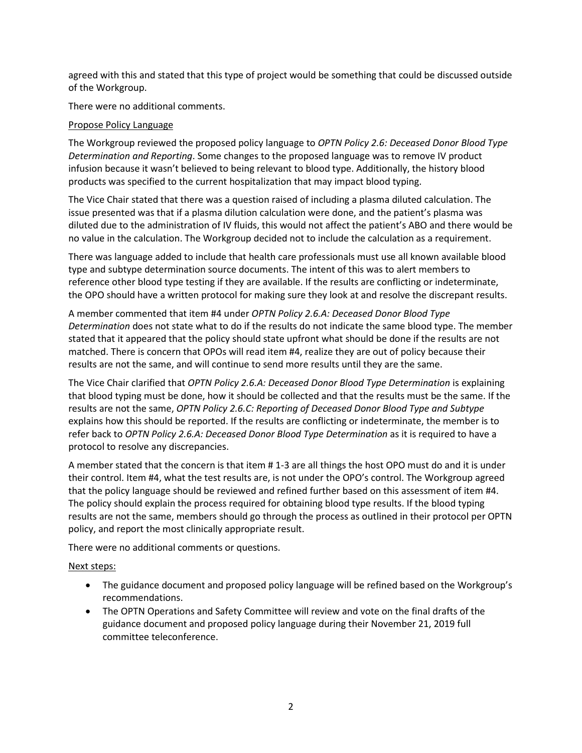agreed with this and stated that this type of project would be something that could be discussed outside of the Workgroup.

There were no additional comments.

Propose Policy Language

The Workgroup reviewed the proposed policy language to *OPTN Policy 2.6: Deceased Donor Blood Type Determination and Reporting*. Some changes to the proposed language was to remove IV product infusion because it wasn't believed to being relevant to blood type. Additionally, the history blood products was specified to the current hospitalization that may impact blood typing.

The Vice Chair stated that there was a question raised of including a plasma diluted calculation. The issue presented was that if a plasma dilution calculation were done, and the patient's plasma was diluted due to the administration of IV fluids, this would not affect the patient's ABO and there would be no value in the calculation. The Workgroup decided not to include the calculation as a requirement.

There was language added to include that health care professionals must use all known available blood type and subtype determination source documents. The intent of this was to alert members to reference other blood type testing if they are available. If the results are conflicting or indeterminate, the OPO should have a written protocol for making sure they look at and resolve the discrepant results.

A member commented that item #4 under *OPTN Policy 2.6.A: Deceased Donor Blood Type Determination* does not state what to do if the results do not indicate the same blood type. The member stated that it appeared that the policy should state upfront what should be done if the results are not matched. There is concern that OPOs will read item #4, realize they are out of policy because their results are not the same, and will continue to send more results until they are the same.

The Vice Chair clarified that *OPTN Policy 2.6.A: Deceased Donor Blood Type Determination* is explaining that blood typing must be done, how it should be collected and that the results must be the same. If the results are not the same, *OPTN Policy 2.6.C: Reporting of Deceased Donor Blood Type and Subtype* explains how this should be reported. If the results are conflicting or indeterminate, the member is to refer back to *OPTN Policy 2.6.A: Deceased Donor Blood Type Determination* as it is required to have a protocol to resolve any discrepancies.

A member stated that the concern is that item # 1-3 are all things the host OPO must do and it is under their control. Item #4, what the test results are, is not under the OPO's control. The Workgroup agreed that the policy language should be reviewed and refined further based on this assessment of item #4. The policy should explain the process required for obtaining blood type results. If the blood typing results are not the same, members should go through the process as outlined in their protocol per OPTN policy, and report the most clinically appropriate result.

There were no additional comments or questions.

Next steps:

- The guidance document and proposed policy language will be refined based on the Workgroup's recommendations.
- The OPTN Operations and Safety Committee will review and vote on the final drafts of the guidance document and proposed policy language during their November 21, 2019 full committee teleconference.